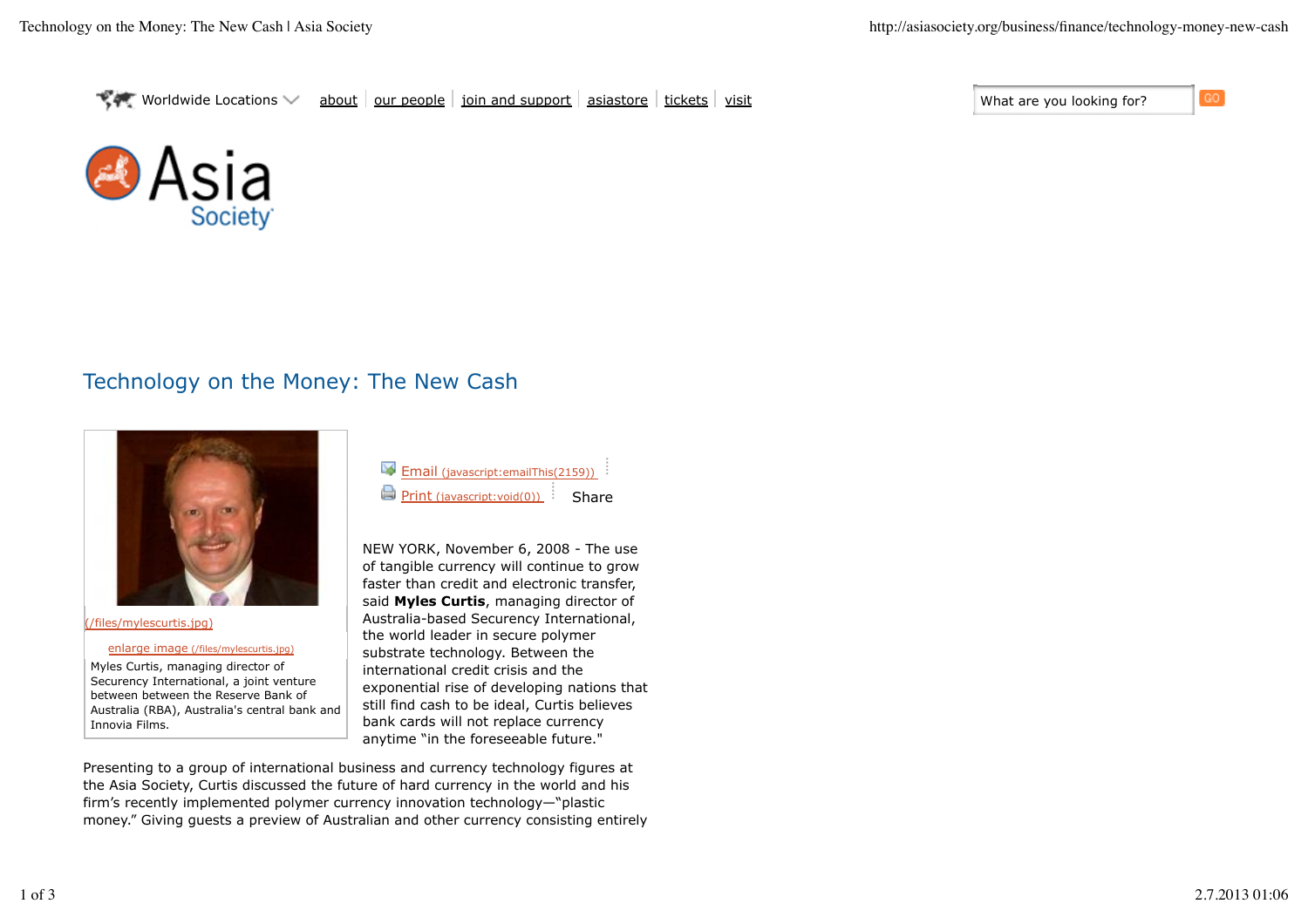Worldwide Locations | about | our people | join and support | asiastore | tickets | visit

What are you looking for? GO

# Technology on the Money: The New Cash

(/files/mylescurtis.jpg)

enlarge image (/files/mylescurtis.jpg)

Myles Curtis, managing director of Securency International, a joint venture between between the Reserve Bank of Australia (RBA), Australia's central bank and Innovia Films.

Email (javascript:emailThis(2159))

Print (javascript:void(0))

Share

NEW YORK, November 6, 2008 - The use of tangible currency will continue to grow faster than credit and electronic transfer, said **Myles Curtis**, managing director of Australia-based Securency International, the world leader in secure polymer substrate technology. Between the international credit crisis and the exponential rise of developing nations that still find cash to be ideal, Curtis believes bank cards will not replace currency anytime "in the foreseeable future."

Presenting to a group of international business and currency technology figures at the Asia Society, Curtis discussed the future of hard currency in the world and his firm's recently implemented polymer currency innovation technology—"plastic money." Giving guests a preview of Australian and other currency consisting entirely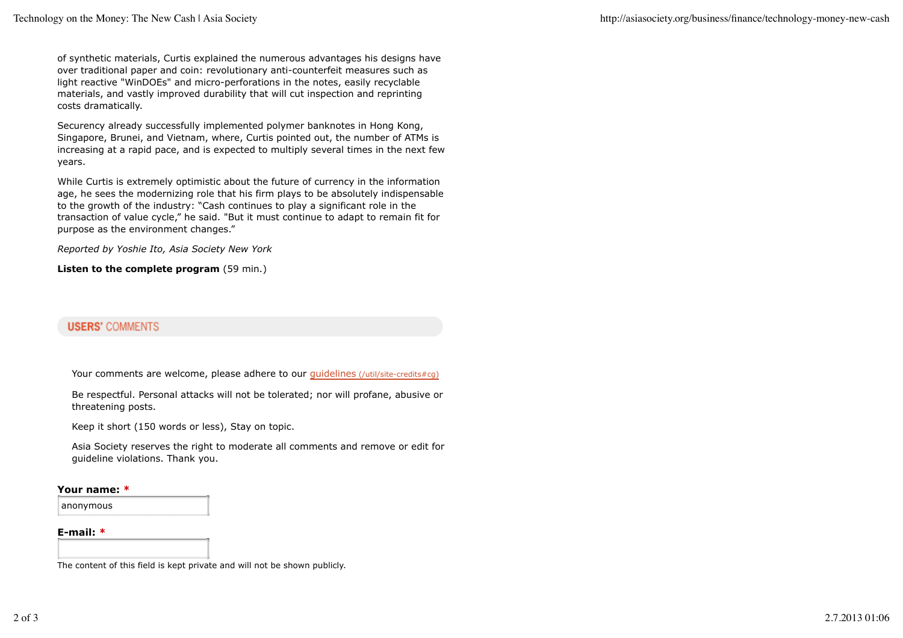of synthetic materials, Curtis explained the numerous advantages his designs have over traditional paper and coin: revolutionary anti-counterfeit measures such as light reactive "WinDOEs" and micro-perforations in the notes, easily recyclable materials, and vastly improved durability that will cut inspection and reprinting costs dramatically.

Securency already successfully implemented polymer banknotes in Hong Kong, Singapore, Brunei, and Vietnam, where, Curtis pointed out, the number of ATMs is increasing at a rapid pace, and is expected to multiply several times in the next few years.

While Curtis is extremely optimistic about the future of currency in the information age, he sees the modernizing role that his firm plays to be absolutely indispensable to the growth of the industry: "Cash continues to play a significant role in the transaction of value cycle," he said. "But it must continue to adapt to remain fit for purpose as the environment changes."

*Reported by Yoshie Ito, Asia Society New York*

**Listen to the complete program** (59 min.)

## USERS' COMMENTS

Your comments are welcome, please adhere to our guidelines (/util/site-credits#cg)

Be respectful. Personal attacks will not be tolerated; nor will profane, abusive or threatening posts.

Keep it short (150 words or less), Stay on topic.

Asia Society reserves the right to moderate all comments and remove or edit for guideline violations. Thank you.

**Your name:** *

anonymous

**E-mail:** *

The content of this field is kept private and will not be shown publicly.